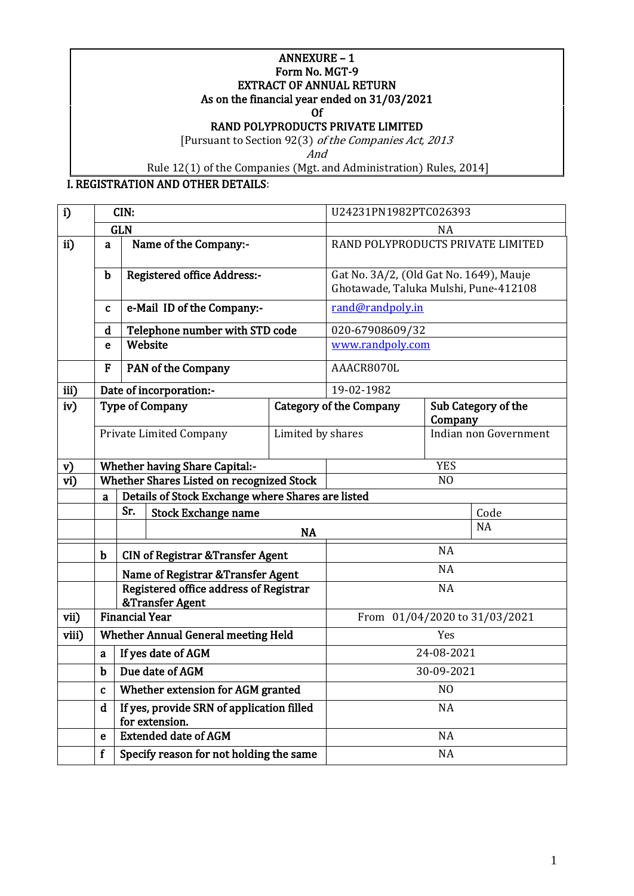**ANNEXURE – 1**
**Form No. MGT-9**
**EXTRACT OF ANNUAL RETURN**
**As on the financial year ended on 31/03/2021**
**Of**
**RAND POLYPRODUCTS PRIVATE LIMITED**

[Pursuant to Section 92(3) *of the Companies Act, 2013*
*And*
Rule 12(1) of the Companies (Mgt. and Administration) Rules, 2014]

## I. REGISTRATION AND OTHER DETAILS:

| | | | |
|---|---|---|---|
| i) | | **CIN:** | U24231PN1982PTC026393 |
| | | **GLN** | NA |
| ii) | a | **Name of the Company:-** | RAND POLYPRODUCTS PRIVATE LIMITED |
| | b | **Registered office Address:-** | Gat No. 3A/2, (Old Gat No. 1649), Mauje Ghotawade, Taluka Mulshi, Pune-412108 |
| | c | **e-Mail ID of the Company:-** | rand@randpoly.in |
| | d | **Telephone number with STD code** | 020-67908609/32 |
| | e | **Website** | www.randpoly.com |
| | F | **PAN of the Company** | AACR8070L |
| iii) | | **Date of incorporation:-** | 19-02-1982 |

| | Type of Company | Category of the Company | Sub Category of the Company |
|---|---|---|---|
| iv) | Private Limited Company | Limited by shares | Indian non Government |

| | | | |
|---|---|---|---|
| v) | | **Whether having Share Capital:-** | YES |
| vi) | | **Whether Shares Listed on recognized Stock** | NO |
| | a | **Details of Stock Exchange where Shares are listed** | |
| | | **Sr. / Stock Exchange name** | **Code** |
| | | NA | NA |
| | b | **CIN of Registrar &Transfer Agent** | NA |
| | | **Name of Registrar &Transfer Agent** | NA |
| | | **Registered office address of Registrar &Transfer Agent** | NA |
| vii) | | **Financial Year** | From 01/04/2020 to 31/03/2021 |
| viii) | | **Whether Annual General meeting Held** | Yes |
| | a | **If yes date of AGM** | 24-08-2021 |
| | b | **Due date of AGM** | 30-09-2021 |
| | c | **Whether extension for AGM granted** | NO |
| | d | **If yes, provide SRN of application filled for extension.** | NA |
| | e | **Extended date of AGM** | NA |
| | f | **Specify reason for not holding the same** | NA |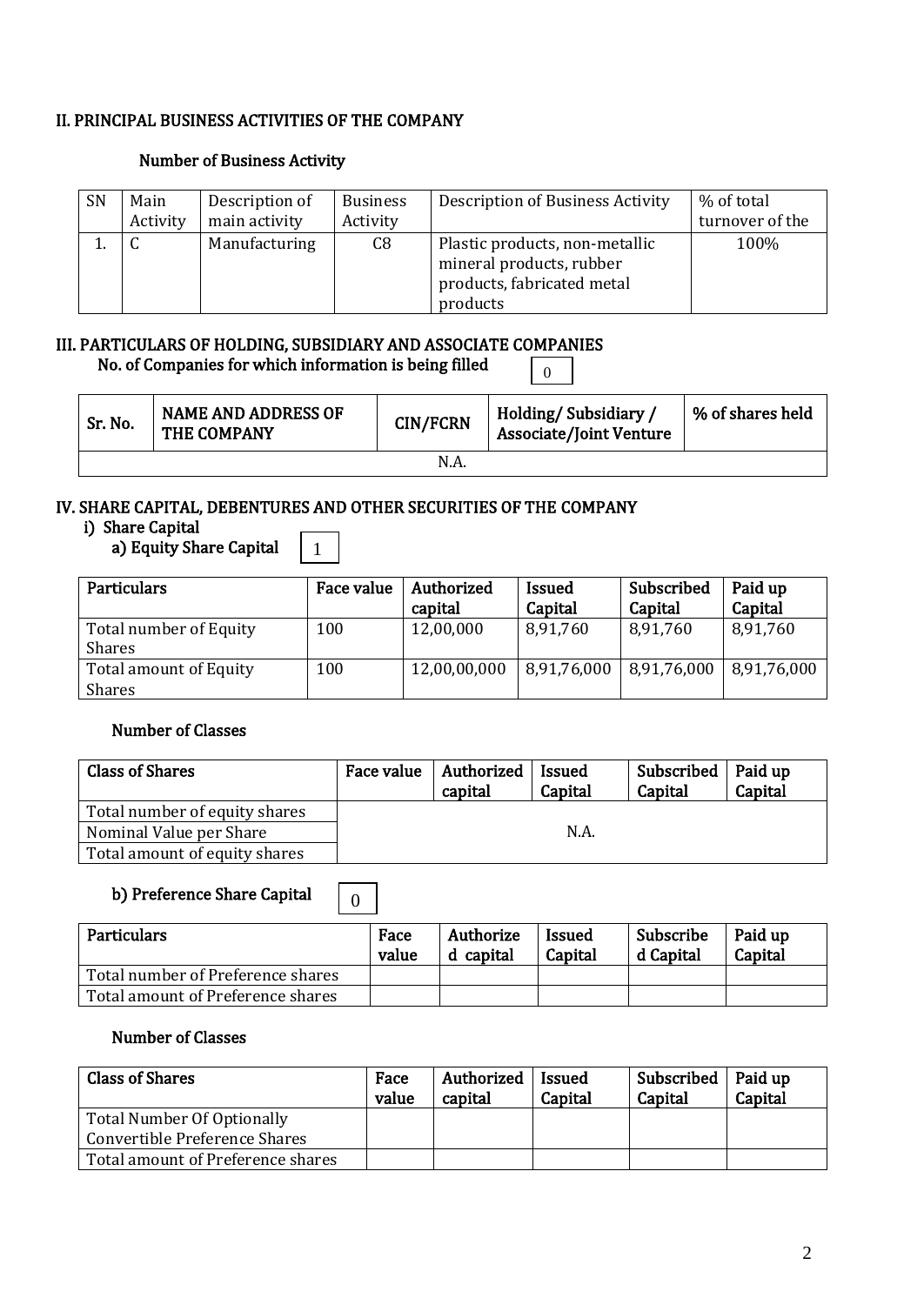## II. PRINCIPAL BUSINESS ACTIVITIES OF THE COMPANY

### Number of Business Activity

| SN | Main Activity | Description of main activity | Business Activity | Description of Business Activity | % of total turnover of the |
|---|---|---|---|---|---|
| 1. | C | Manufacturing | C8 | Plastic products, non-metallic mineral products, rubber products, fabricated metal products | 100% |

## III. PARTICULARS OF HOLDING, SUBSIDIARY AND ASSOCIATE COMPANIES

**No. of Companies for which information is being filled** 0

| Sr. No. | NAME AND ADDRESS OF THE COMPANY | CIN/FCRN | Holding/ Subsidiary / Associate/Joint Venture | % of shares held |
|---|---|---|---|---|
| | | N.A. | | |

## IV. SHARE CAPITAL, DEBENTURES AND OTHER SECURITIES OF THE COMPANY

### i) Share Capital

**a) Equity Share Capital** 1

| Particulars | Face value | Authorized capital | Issued Capital | Subscribed Capital | Paid up Capital |
|---|---|---|---|---|---|
| Total number of Equity Shares | 100 | 12,00,000 | 8,91,760 | 8,91,760 | 8,91,760 |
| Total amount of Equity Shares | 100 | 12,00,00,000 | 8,91,76,000 | 8,91,76,000 | 8,91,76,000 |

### Number of Classes

| Class of Shares | Face value | Authorized capital | Issued Capital | Subscribed Capital | Paid up Capital |
|---|---|---|---|---|---|
| Total number of equity shares | | | N.A. | | |
| Nominal Value per Share | | | | | |
| Total amount of equity shares | | | | | |

**b) Preference Share Capital** 0

| Particulars | Face value | Authorized capital | Issued Capital | Subscribed Capital | Paid up Capital |
|---|---|---|---|---|---|
| Total number of Preference shares | | | | | |
| Total amount of Preference shares | | | | | |

### Number of Classes

| Class of Shares | Face value | Authorized capital | Issued Capital | Subscribed Capital | Paid up Capital |
|---|---|---|---|---|---|
| Total Number Of Optionally Convertible Preference Shares | | | | | |
| Total amount of Preference shares | | | | | |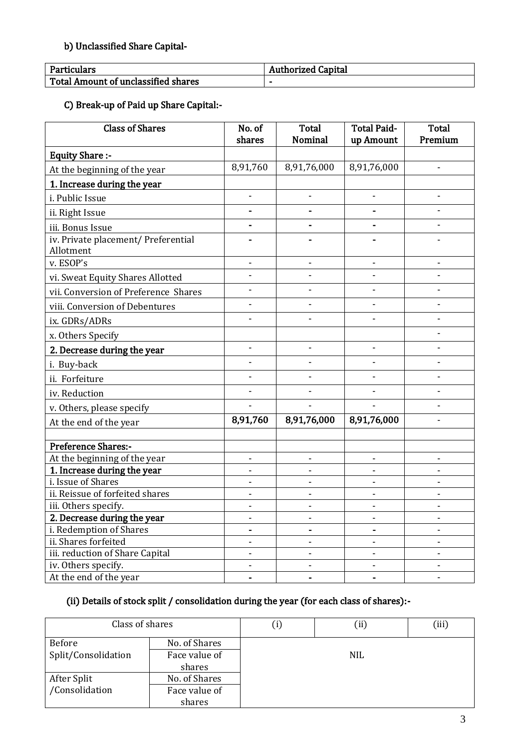### b) Unclassified Share Capital-

| Particulars | Authorized Capital |
|---|---|
| Total Amount of unclassified shares | - |

### C) Break-up of Paid up Share Capital:-

| Class of Shares | No. of shares | Total Nominal | Total Paid-up Amount | Total Premium |
|---|---|---|---|---|
| **Equity Share :-** | | | | |
| At the beginning of the year | 8,91,760 | 8,91,76,000 | 8,91,76,000 | - |
| **1. Increase during the year** | | | | |
| i. Public Issue | - | - | - | - |
| ii. Right Issue | - | - | - | - |
| iii. Bonus Issue | - | - | - | - |
| iv. Private placement/ Preferential Allotment | - | - | - | - |
| v. ESOP's | - | - | - | - |
| vi. Sweat Equity Shares Allotted | - | - | - | - |
| vii. Conversion of Preference Shares | - | - | - | - |
| viii. Conversion of Debentures | - | - | - | - |
| ix. GDRs/ADRs | - | - | - | - |
| x. Others Specify | | | | - |
| **2. Decrease during the year** | - | - | - | - |
| i. Buy-back | - | - | - | - |
| ii. Forfeiture | - | - | - | - |
| iv. Reduction | - | - | - | - |
| v. Others, please specify | - | - | - | - |
| At the end of the year | **8,91,760** | **8,91,76,000** | **8,91,76,000** | - |
| | | | | |
| **Preference Shares:-** | | | | |
| At the beginning of the year | - | - | - | - |
| **1. Increase during the year** | - | - | - | - |
| i. Issue of Shares | - | - | - | - |
| ii. Reissue of forfeited shares | - | - | - | - |
| iii. Others specify. | - | - | - | - |
| **2. Decrease during the year** | - | - | - | - |
| i. Redemption of Shares | - | - | - | - |
| ii. Shares forfeited | - | - | - | - |
| iii. reduction of Share Capital | - | - | - | - |
| iv. Others specify. | - | - | - | - |
| At the end of the year | - | - | - | - |

### (ii) Details of stock split / consolidation during the year (for each class of shares):-

| Class of shares | | (i) | (ii) | (iii) |
|---|---|---|---|---|
| Before Split/Consolidation | No. of Shares | NIL | | |
| | Face value of shares | | | |
| After Split /Consolidation | No. of Shares | | | |
| | Face value of shares | | | |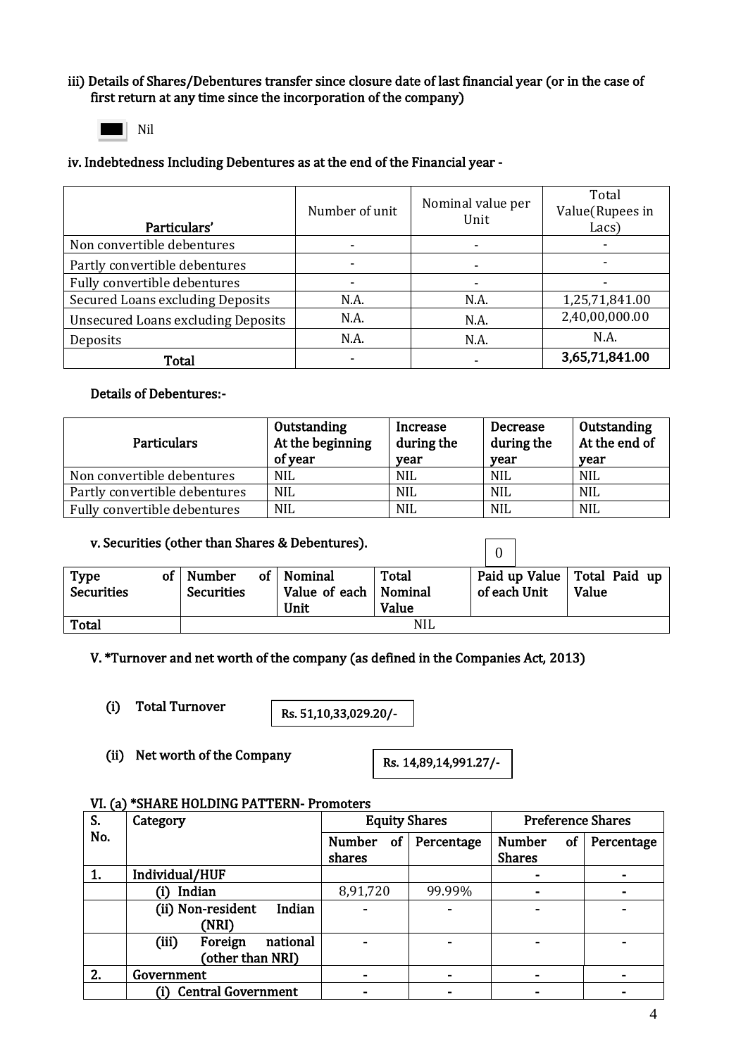iii) Details of Shares/Debentures transfer since closure date of last financial year (or in the case of first return at any time since the incorporation of the company)

■ Nil

iv. Indebtedness Including Debentures as at the end of the Financial year -

| Particulars' | Number of unit | Nominal value per Unit | Total Value(Rupees in Lacs) |
|---|---|---|---|
| Non convertible debentures | - | - | - |
| Partly convertible debentures | - | - | - |
| Fully convertible debentures | - | - | - |
| Secured Loans excluding Deposits | N.A. | N.A. | 1,25,71,841.00 |
| Unsecured Loans excluding Deposits | N.A. | N.A. | 2,40,00,000.00 |
| Deposits | N.A. | N.A. | N.A. |
| **Total** | - | - | **3,65,71,841.00** |

**Details of Debentures:-**

| Particulars | Outstanding At the beginning of year | Increase during the year | Decrease during the year | Outstanding At the end of year |
|---|---|---|---|---|
| Non convertible debentures | NIL | NIL | NIL | NIL |
| Partly convertible debentures | NIL | NIL | NIL | NIL |
| Fully convertible debentures | NIL | NIL | NIL | NIL |

**v. Securities (other than Shares & Debentures).** 0

| Type of Securities | Number of Securities | Nominal Value of each Unit | Total Nominal Value | Paid up Value of each Unit | Total Paid up Value |
|---|---|---|---|---|---|
| **Total** | NIL | | | | |

**V. *Turnover and net worth of the company (as defined in the Companies Act, 2013)**

(i) **Total Turnover** **Rs. 51,10,33,029.20/-**

(ii) **Net worth of the Company** **Rs. 14,89,14,991.27/-**

**VI. (a) *SHARE HOLDING PATTERN- Promoters**

| S. No. | Category | Equity Shares | | Preference Shares | |
|---|---|---|---|---|---|
| | | Number of shares | Percentage | Number of Shares | Percentage |
| 1. | Individual/HUF | | | - | - |
| | (i) Indian | 8,91,720 | 99.99% | - | - |
| | (ii) Non-resident Indian (NRI) | - | - | - | - |
| | (iii) Foreign national (other than NRI) | - | - | - | - |
| 2. | Government | - | - | - | - |
| | (i) Central Government | - | - | - | - |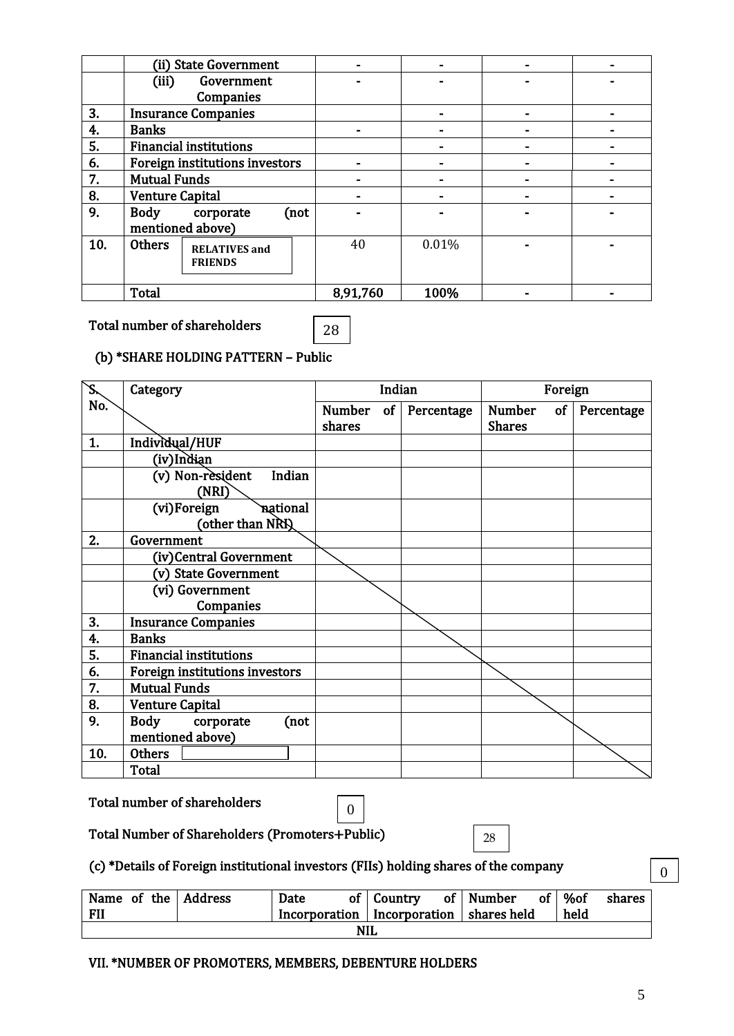| | | | | | |
|---|---|---|---|---|---|
| | (ii) State Government | - | - | - | - |
| | (iii) Government Companies | - | - | - | - |
| 3. | Insurance Companies | | - | - | - |
| 4. | Banks | - | - | - | - |
| 5. | Financial institutions | | - | - | - |
| 6. | Foreign institutions investors | - | - | - | - |
| 7. | Mutual Funds | - | - | - | - |
| 8. | Venture Capital | - | - | - | - |
| 9. | Body corporate (not mentioned above) | - | - | - | - |
| 10. | Others RELATIVES and FRIENDS | 40 | 0.01% | - | - |
| | Total | 8,91,760 | 100% | - | - |

Total number of shareholders 28

(b) *SHARE HOLDING PATTERN – Public

| S. No. | Category | Indian | | Foreign | |
|---|---|---|---|---|---|
| | | Number of shares | Percentage | Number of Shares | Percentage |
| 1. | Individual/HUF | | | | |
| | (iv)Indian | | | | |
| | (v) Non-resident Indian (NRI) | | | | |
| | (vi)Foreign national (other than NRI) | | | | |
| 2. | Government | | | | |
| | (iv)Central Government | | | | |
| | (v) State Government | | | | |
| | (vi) Government Companies | | | | |
| 3. | Insurance Companies | | | | |
| 4. | Banks | | | | |
| 5. | Financial institutions | | | | |
| 6. | Foreign institutions investors | | | | |
| 7. | Mutual Funds | | | | |
| 8. | Venture Capital | | | | |
| 9. | Body corporate (not mentioned above) | | | | |
| 10. | Others | | | | |
| | Total | | | | |

Total number of shareholders 0

Total Number of Shareholders (Promoters+Public) 28

(c) *Details of Foreign institutional investors (FIIs) holding shares of the company 0

| Name of the FII | Address | Date of Incorporation | Country of Incorporation | Number of shares held | %of shares held |
|---|---|---|---|---|---|
| NIL | | | | | |

VII. *NUMBER OF PROMOTERS, MEMBERS, DEBENTURE HOLDERS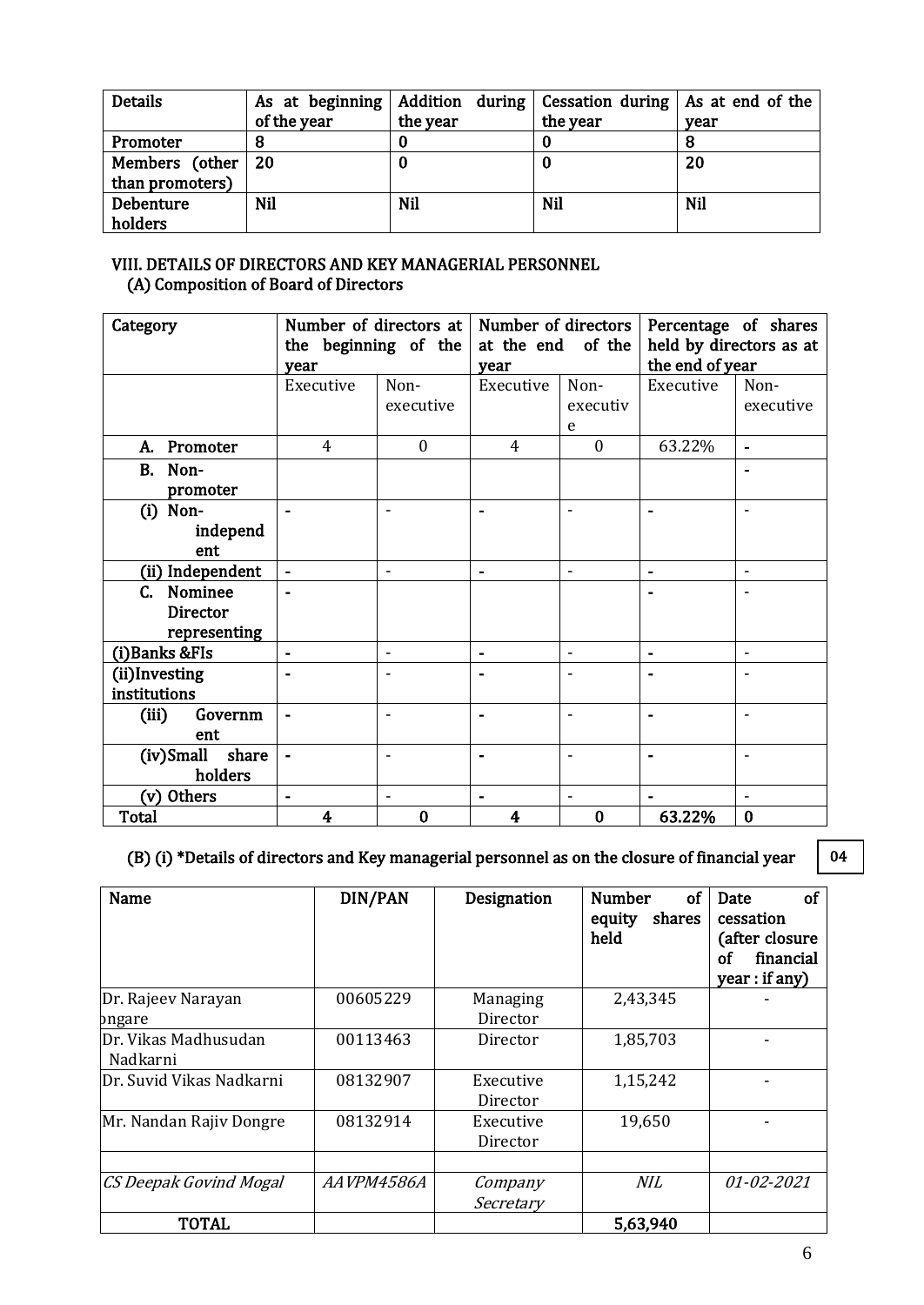| Details | As at beginning of the year | Addition during the year | Cessation during the year | As at end of the year |
|---|---|---|---|---|
| Promoter | 8 | 0 | 0 | 8 |
| Members (other than promoters) | 20 | 0 | 0 | 20 |
| Debenture holders | Nil | Nil | Nil | Nil |

## VIII. DETAILS OF DIRECTORS AND KEY MANAGERIAL PERSONNEL

### (A) Composition of Board of Directors

| Category | Number of directors at the beginning of the year | | Number of directors at the end of the year | | Percentage of shares held by directors as at the end of year | |
|---|---|---|---|---|---|---|
| | Executive | Non-executive | Executive | Non-executive | Executive | Non-executive |
| A. Promoter | 4 | 0 | 4 | 0 | 63.22% | - |
| B. Non-promoter | | | | | | - |
| (i) Non-independent | - | - | - | - | - | - |
| (ii) Independent | - | - | - | - | - | - |
| C. Nominee Director representing | - | | | | - | - |
| (i)Banks &FIs | - | - | - | - | - | - |
| (ii)Investing institutions | - | - | - | - | - | - |
| (iii) Government | - | - | - | - | - | - |
| (iv)Small share holders | - | - | - | - | - | - |
| (v) Others | - | - | - | - | - | - |
| Total | 4 | 0 | 4 | 0 | 63.22% | 0 |

### (B) (i) *Details of directors and Key managerial personnel as on the closure of financial year

04

| Name | DIN/PAN | Designation | Number of equity shares held | Date of cessation (after closure of financial year : if any) |
|---|---|---|---|---|
| Dr. Rajeev Narayan ongare | 00605229 | Managing Director | 2,43,345 | - |
| Dr. Vikas Madhusudan Nadkarni | 00113463 | Director | 1,85,703 | - |
| Dr. Suvid Vikas Nadkarni | 08132907 | Executive Director | 1,15,242 | - |
| Mr. Nandan Rajiv Dongre | 08132914 | Executive Director | 19,650 | - |
| | | | | |
| *CS Deepak Govind Mogal* | *AAVPM4586A* | *Company Secretary* | *NIL* | *01-02-2021* |
| **TOTAL** | | | **5,63,940** | |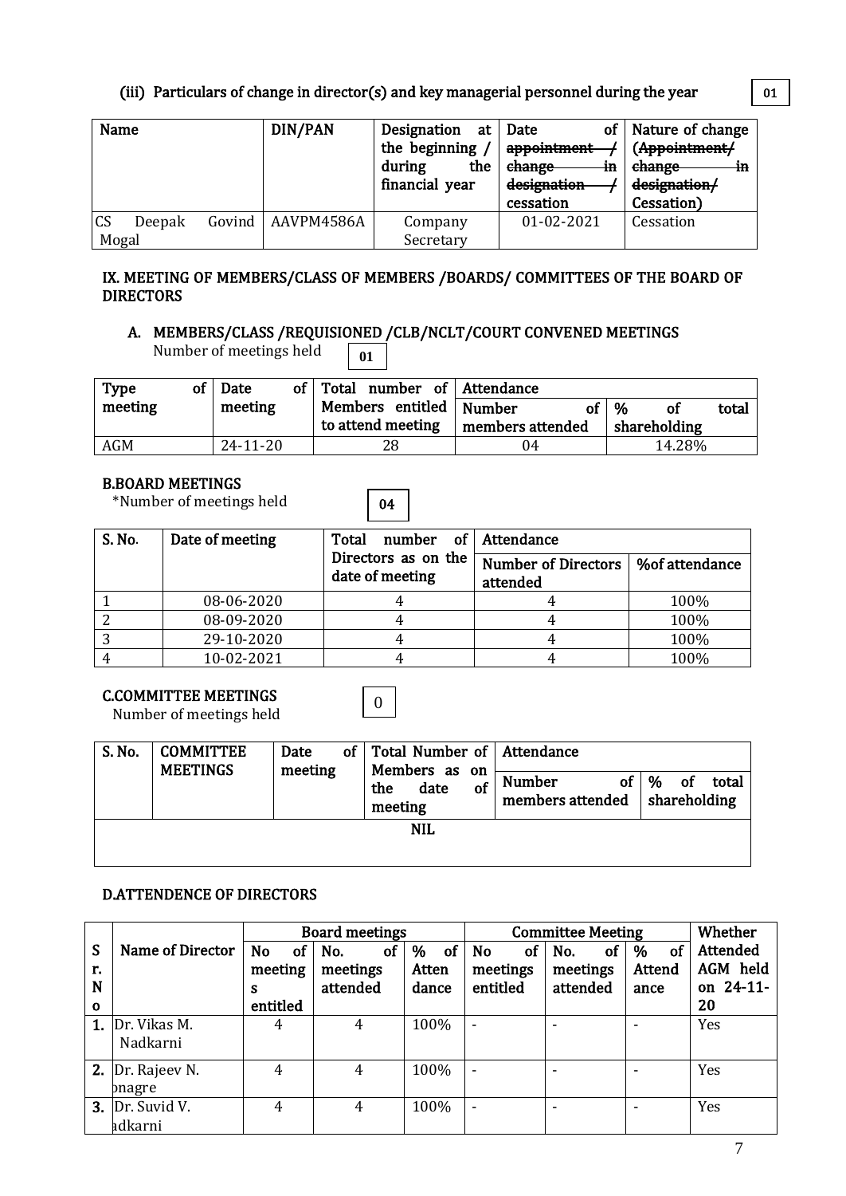### (iii) Particulars of change in director(s) and key managerial personnel during the year

01

| Name | DIN/PAN | Designation at the beginning / during the financial year | Date of ~~appointment / change in designation /~~ cessation | Nature of change (~~Appointment/ change in designation/~~ Cessation) |
|---|---|---|---|---|
| CS Deepak Govind Mogal | AAVPM4586A | Company Secretary | 01-02-2021 | Cessation |

## IX. MEETING OF MEMBERS/CLASS OF MEMBERS /BOARDS/ COMMITTEES OF THE BOARD OF DIRECTORS

### A. MEMBERS/CLASS /REQUISIONED /CLB/NCLT/COURT CONVENED MEETINGS

Number of meetings held 01

| Type of meeting | Date of meeting | Total number of Members entitled to attend meeting | Attendance | |
|---|---|---|---|---|
| | | | Number of members attended | % of total shareholding |
| AGM | 24-11-20 | 28 | 04 | 14.28% |

### B.BOARD MEETINGS

*Number of meetings held 04

| S. No. | Date of meeting | Total number of Directors as on the date of meeting | Attendance | |
|---|---|---|---|---|
| | | | Number of Directors attended | %of attendance |
| 1 | 08-06-2020 | 4 | 4 | 100% |
| 2 | 08-09-2020 | 4 | 4 | 100% |
| 3 | 29-10-2020 | 4 | 4 | 100% |
| 4 | 10-02-2021 | 4 | 4 | 100% |

### C.COMMITTEE MEETINGS

Number of meetings held 0

| S. No. | COMMITTEE MEETINGS | Date of meeting | Total Number of Members as on the date of meeting | Attendance | |
|---|---|---|---|---|---|
| | | | | Number of members attended | % of total shareholding |
| NIL | | | | | |

### D.ATTENDENCE OF DIRECTORS

| Sr. No | Name of Director | Board meetings | | | Committee Meeting | | | Whether Attended AGM held on 24-11-20 |
|---|---|---|---|---|---|---|---|---|
| | | No of meetings entitled | No. of meetings attended | % of Attendance | No of meetings entitled | No. of meetings attended | % of Attendance | |
| 1. | Dr. Vikas M. Nadkarni | 4 | 4 | 100% | - | - | - | Yes |
| 2. | Dr. Rajeev N. onagre | 4 | 4 | 100% | - | - | - | Yes |
| 3. | Dr. Suvid V. adkarni | 4 | 4 | 100% | - | - | - | Yes |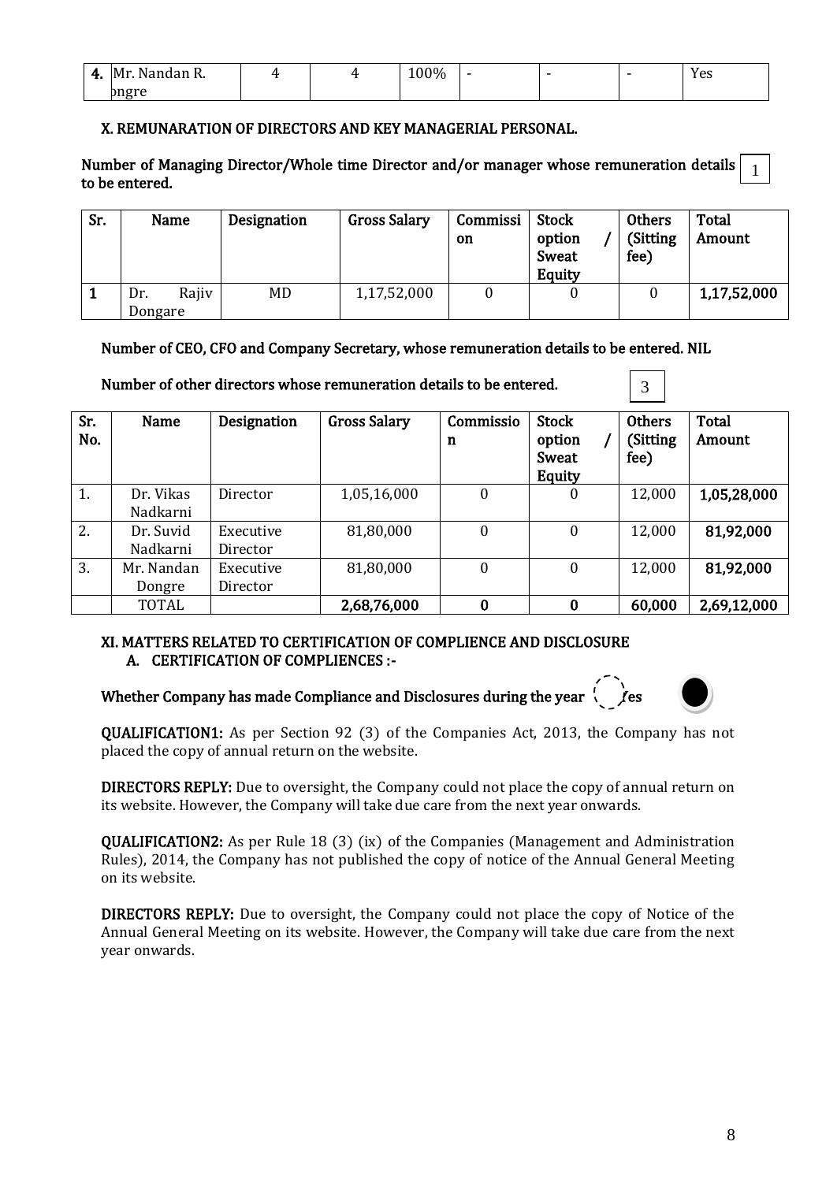| 4. | Mr. Nandan R. Dongre | 4 | 4 | 100% | - | - | - | Yes |
|---|---|---|---|---|---|---|---|---|

## X. REMUNARATION OF DIRECTORS AND KEY MANAGERIAL PERSONAL.

**Number of Managing Director/Whole time Director and/or manager whose remuneration details to be entered.** 1

| Sr. | Name | Designation | Gross Salary | Commission | Stock option / Sweat Equity | Others (Sitting fee) | Total Amount |
|---|---|---|---|---|---|---|---|
| 1 | Dr. Rajiv Dongare | MD | 1,17,52,000 | 0 | 0 | 0 | **1,17,52,000** |

**Number of CEO, CFO and Company Secretary, whose remuneration details to be entered. NIL**

**Number of other directors whose remuneration details to be entered.** 3

| Sr. No. | Name | Designation | Gross Salary | Commission | Stock option / Sweat Equity | Others (Sitting fee) | Total Amount |
|---|---|---|---|---|---|---|---|
| 1. | Dr. Vikas Nadkarni | Director | 1,05,16,000 | 0 | 0 | 12,000 | **1,05,28,000** |
| 2. | Dr. Suvid Nadkarni | Executive Director | 81,80,000 | 0 | 0 | 12,000 | **81,92,000** |
| 3. | Mr. Nandan Dongre | Executive Director | 81,80,000 | 0 | 0 | 12,000 | **81,92,000** |
| | TOTAL | | **2,68,76,000** | **0** | **0** | **60,000** | **2,69,12,000** |

## XI. MATTERS RELATED TO CERTIFICATION OF COMPLIENCE AND DISCLOSURE

### A. CERTIFICATION OF COMPLIENCES :-

**Whether Company has made Compliance and Disclosures during the year** Yes

**QUALIFICATION1:** As per Section 92 (3) of the Companies Act, 2013, the Company has not placed the copy of annual return on the website.

**DIRECTORS REPLY:** Due to oversight, the Company could not place the copy of annual return on its website. However, the Company will take due care from the next year onwards.

**QUALIFICATION2:** As per Rule 18 (3) (ix) of the Companies (Management and Administration Rules), 2014, the Company has not published the copy of notice of the Annual General Meeting on its website.

**DIRECTORS REPLY:** Due to oversight, the Company could not place the copy of Notice of the Annual General Meeting on its website. However, the Company will take due care from the next year onwards.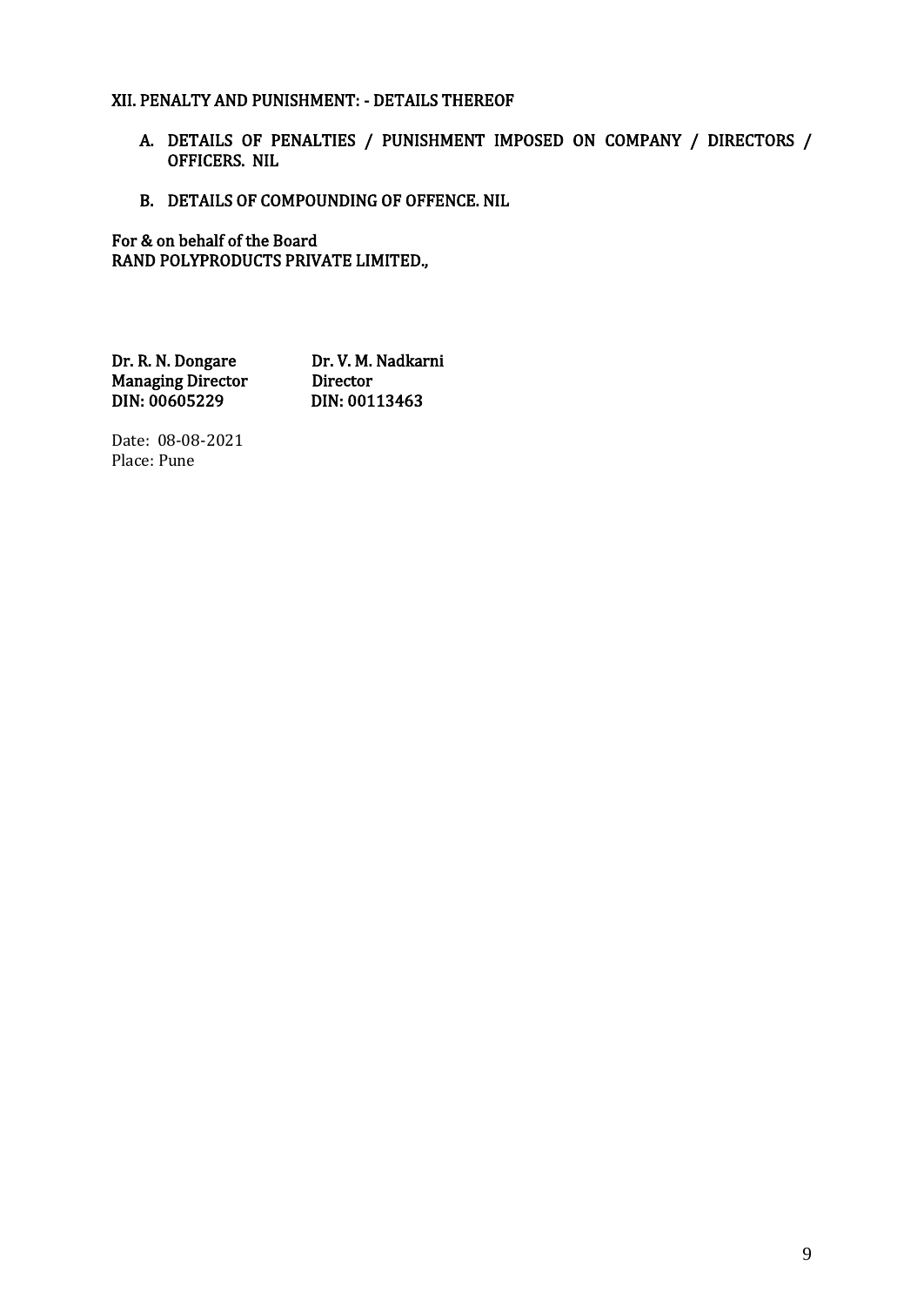## XII. PENALTY AND PUNISHMENT: - DETAILS THEREOF

A. DETAILS OF PENALTIES / PUNISHMENT IMPOSED ON COMPANY / DIRECTORS / OFFICERS. NIL

B. DETAILS OF COMPOUNDING OF OFFENCE. NIL

For & on behalf of the Board
RAND POLYPRODUCTS PRIVATE LIMITED.,

| | |
|---|---|
| Dr. R. N. Dongare | Dr. V. M. Nadkarni |
| Managing Director | Director |
| DIN: 00605229 | DIN: 00113463 |

Date: 08-08-2021
Place: Pune